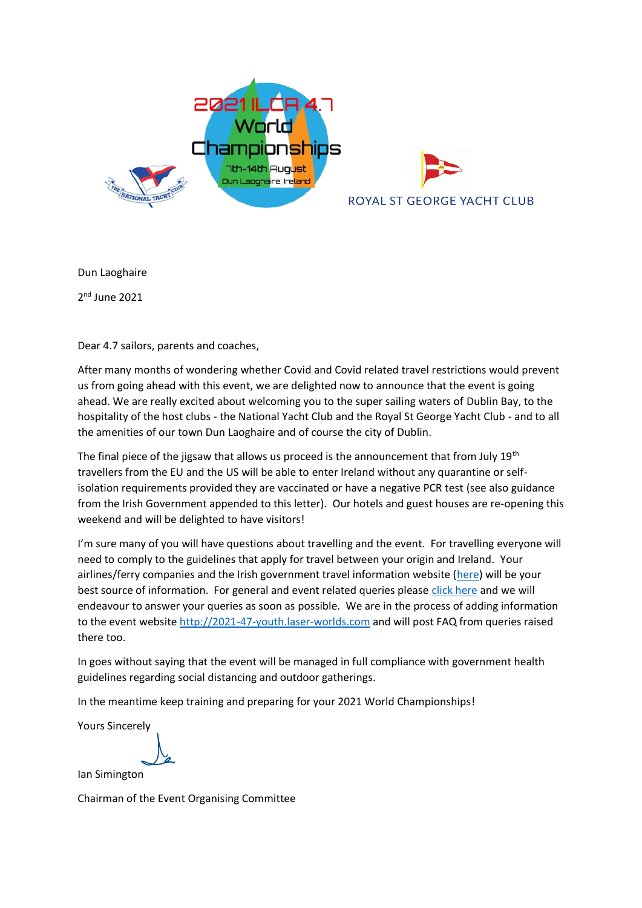2021 ILCA 4.7 World Championships

7th-14th August

Dun Laoghaire, Ireland

ROYAL ST GEORGE YACHT CLUB

Dun Laoghaire

2nd June 2021

Dear 4.7 sailors, parents and coaches,

After many months of wondering whether Covid and Covid related travel restrictions would prevent us from going ahead with this event, we are delighted now to announce that the event is going ahead. We are really excited about welcoming you to the super sailing waters of Dublin Bay, to the hospitality of the host clubs - the National Yacht Club and the Royal St George Yacht Club - and to all the amenities of our town Dun Laoghaire and of course the city of Dublin.

The final piece of the jigsaw that allows us proceed is the announcement that from July 19th travellers from the EU and the US will be able to enter Ireland without any quarantine or self-isolation requirements provided they are vaccinated or have a negative PCR test (see also guidance from the Irish Government appended to this letter). Our hotels and guest houses are re-opening this weekend and will be delighted to have visitors!

I'm sure many of you will have questions about travelling and the event. For travelling everyone will need to comply to the guidelines that apply for travel between your origin and Ireland. Your airlines/ferry companies and the Irish government travel information website (here) will be your best source of information. For general and event related queries please click here and we will endeavour to answer your queries as soon as possible. We are in the process of adding information to the event website http://2021-47-youth.laser-worlds.com and will post FAQ from queries raised there too.

In goes without saying that the event will be managed in full compliance with government health guidelines regarding social distancing and outdoor gatherings.

In the meantime keep training and preparing for your 2021 World Championships!

Yours Sincerely

Ian Simington

Chairman of the Event Organising Committee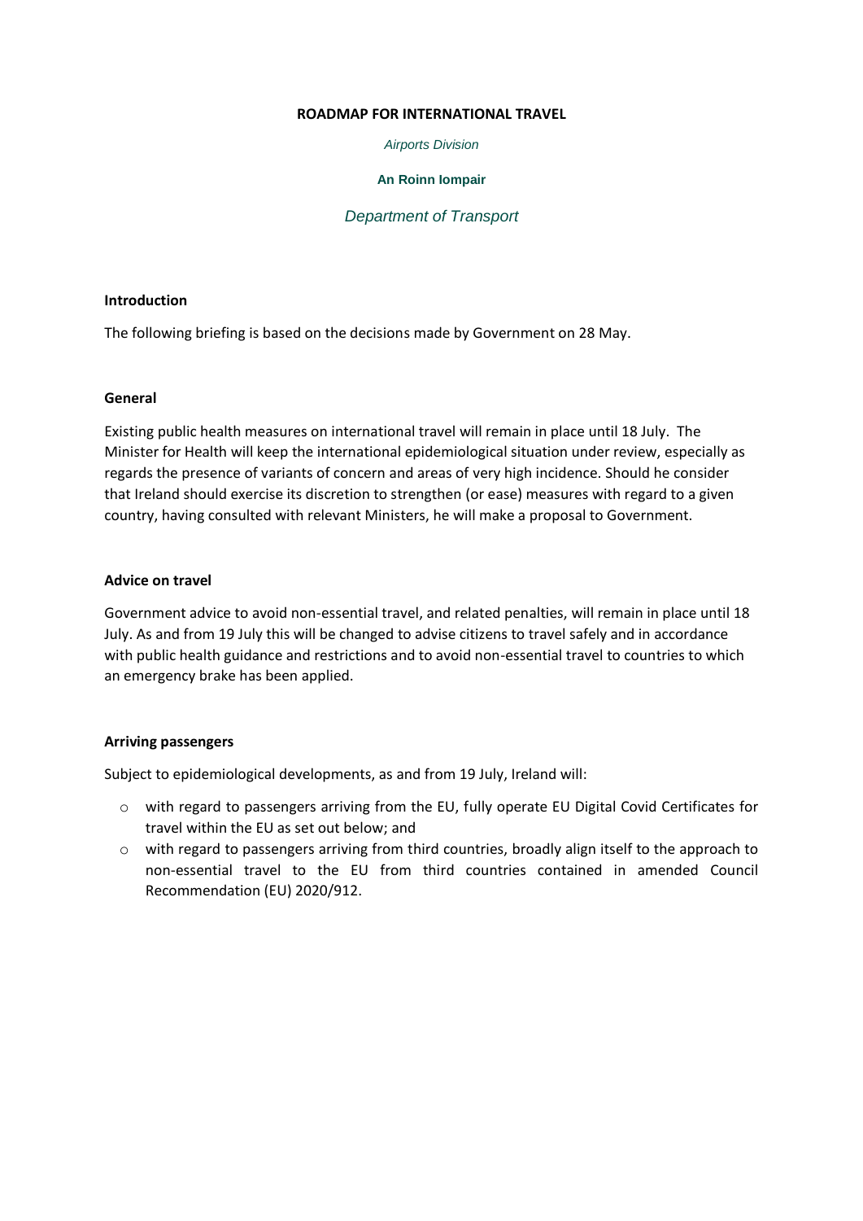**ROADMAP FOR INTERNATIONAL TRAVEL**

*Airports Division*

**An Roinn Iompair**

*Department of Transport*

**Introduction**

The following briefing is based on the decisions made by Government on 28 May.

**General**

Existing public health measures on international travel will remain in place until 18 July. The Minister for Health will keep the international epidemiological situation under review, especially as regards the presence of variants of concern and areas of very high incidence. Should he consider that Ireland should exercise its discretion to strengthen (or ease) measures with regard to a given country, having consulted with relevant Ministers, he will make a proposal to Government.

**Advice on travel**

Government advice to avoid non-essential travel, and related penalties, will remain in place until 18 July. As and from 19 July this will be changed to advise citizens to travel safely and in accordance with public health guidance and restrictions and to avoid non-essential travel to countries to which an emergency brake has been applied.

**Arriving passengers**

Subject to epidemiological developments, as and from 19 July, Ireland will:

- with regard to passengers arriving from the EU, fully operate EU Digital Covid Certificates for travel within the EU as set out below; and
- with regard to passengers arriving from third countries, broadly align itself to the approach to non-essential travel to the EU from third countries contained in amended Council Recommendation (EU) 2020/912.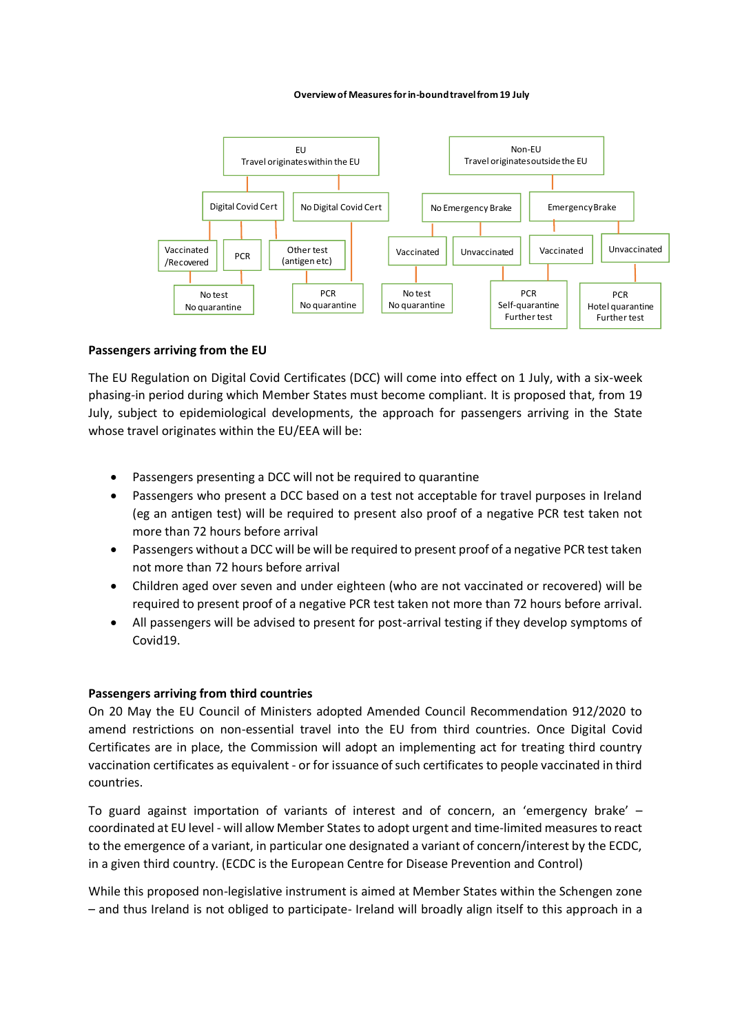**Overview of Measures for in-bound travel from 19 July**

- EU – Travel originates within the EU
  - Digital Covid Cert
    - Vaccinated /Recovered → No test, No quarantine
    - PCR → No test, No quarantine
    - Other test (antigen etc) → PCR, No quarantine
  - No Digital Covid Cert → PCR, No quarantine
- Non-EU – Travel originates outside the EU
  - No Emergency Brake
    - Vaccinated → No test, No quarantine
    - Unvaccinated → PCR, Self-quarantine, Further test
  - Emergency Brake
    - Vaccinated → PCR, Self-quarantine, Further test
    - Unvaccinated → PCR, Hotel quarantine, Further test

**Passengers arriving from the EU**

The EU Regulation on Digital Covid Certificates (DCC) will come into effect on 1 July, with a six-week phasing-in period during which Member States must become compliant. It is proposed that, from 19 July, subject to epidemiological developments, the approach for passengers arriving in the State whose travel originates within the EU/EEA will be:

- Passengers presenting a DCC will not be required to quarantine
- Passengers who present a DCC based on a test not acceptable for travel purposes in Ireland (eg an antigen test) will be required to present also proof of a negative PCR test taken not more than 72 hours before arrival
- Passengers without a DCC will be will be required to present proof of a negative PCR test taken not more than 72 hours before arrival
- Children aged over seven and under eighteen (who are not vaccinated or recovered) will be required to present proof of a negative PCR test taken not more than 72 hours before arrival.
- All passengers will be advised to present for post-arrival testing if they develop symptoms of Covid19.

**Passengers arriving from third countries**

On 20 May the EU Council of Ministers adopted Amended Council Recommendation 912/2020 to amend restrictions on non-essential travel into the EU from third countries. Once Digital Covid Certificates are in place, the Commission will adopt an implementing act for treating third country vaccination certificates as equivalent - or for issuance of such certificates to people vaccinated in third countries.

To guard against importation of variants of interest and of concern, an 'emergency brake' – coordinated at EU level - will allow Member States to adopt urgent and time-limited measures to react to the emergence of a variant, in particular one designated a variant of concern/interest by the ECDC, in a given third country. (ECDC is the European Centre for Disease Prevention and Control)

While this proposed non-legislative instrument is aimed at Member States within the Schengen zone – and thus Ireland is not obliged to participate- Ireland will broadly align itself to this approach in a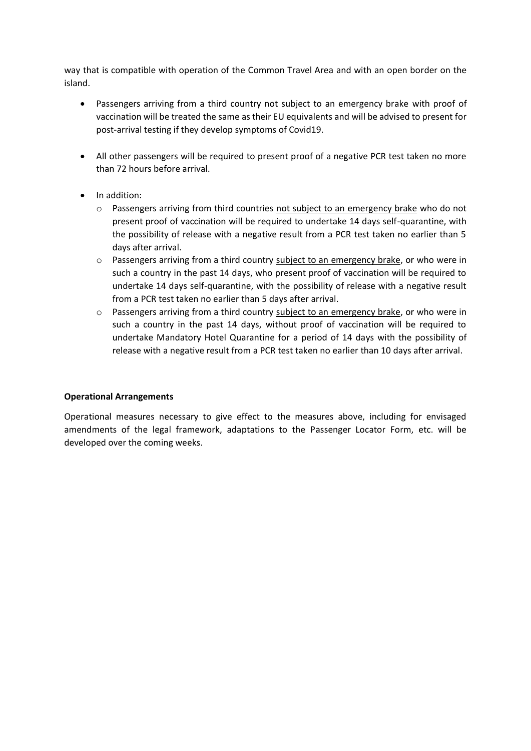way that is compatible with operation of the Common Travel Area and with an open border on the island.

- Passengers arriving from a third country not subject to an emergency brake with proof of vaccination will be treated the same as their EU equivalents and will be advised to present for post-arrival testing if they develop symptoms of Covid19.

- All other passengers will be required to present proof of a negative PCR test taken no more than 72 hours before arrival.

- In addition:
  - Passengers arriving from third countries not subject to an emergency brake who do not present proof of vaccination will be required to undertake 14 days self-quarantine, with the possibility of release with a negative result from a PCR test taken no earlier than 5 days after arrival.
  - Passengers arriving from a third country subject to an emergency brake, or who were in such a country in the past 14 days, who present proof of vaccination will be required to undertake 14 days self-quarantine, with the possibility of release with a negative result from a PCR test taken no earlier than 5 days after arrival.
  - Passengers arriving from a third country subject to an emergency brake, or who were in such a country in the past 14 days, without proof of vaccination will be required to undertake Mandatory Hotel Quarantine for a period of 14 days with the possibility of release with a negative result from a PCR test taken no earlier than 10 days after arrival.

**Operational Arrangements**

Operational measures necessary to give effect to the measures above, including for envisaged amendments of the legal framework, adaptations to the Passenger Locator Form, etc. will be developed over the coming weeks.